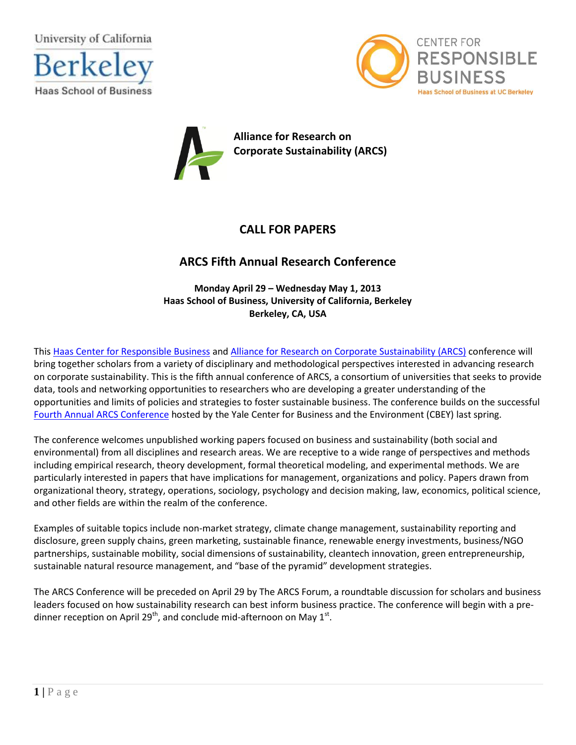University of California
Berkeley
Haas School of Business

CENTER FOR
RESPONSIBLE
BUSINESS
Haas School of Business at UC Berkeley

**Alliance for Research on Corporate Sustainability (ARCS)**

## CALL FOR PAPERS

## ARCS Fifth Annual Research Conference

**Monday April 29 – Wednesday May 1, 2013**
**Haas School of Business, University of California, Berkeley**
**Berkeley, CA, USA**

This Haas Center for Responsible Business and Alliance for Research on Corporate Sustainability (ARCS) conference will bring together scholars from a variety of disciplinary and methodological perspectives interested in advancing research on corporate sustainability. This is the fifth annual conference of ARCS, a consortium of universities that seeks to provide data, tools and networking opportunities to researchers who are developing a greater understanding of the opportunities and limits of policies and strategies to foster sustainable business. The conference builds on the successful Fourth Annual ARCS Conference hosted by the Yale Center for Business and the Environment (CBEY) last spring.

The conference welcomes unpublished working papers focused on business and sustainability (both social and environmental) from all disciplines and research areas. We are receptive to a wide range of perspectives and methods including empirical research, theory development, formal theoretical modeling, and experimental methods. We are particularly interested in papers that have implications for management, organizations and policy. Papers drawn from organizational theory, strategy, operations, sociology, psychology and decision making, law, economics, political science, and other fields are within the realm of the conference.

Examples of suitable topics include non-market strategy, climate change management, sustainability reporting and disclosure, green supply chains, green marketing, sustainable finance, renewable energy investments, business/NGO partnerships, sustainable mobility, social dimensions of sustainability, cleantech innovation, green entrepreneurship, sustainable natural resource management, and "base of the pyramid" development strategies.

The ARCS Conference will be preceded on April 29 by The ARCS Forum, a roundtable discussion for scholars and business leaders focused on how sustainability research can best inform business practice. The conference will begin with a pre-dinner reception on April 29th, and conclude mid-afternoon on May 1st.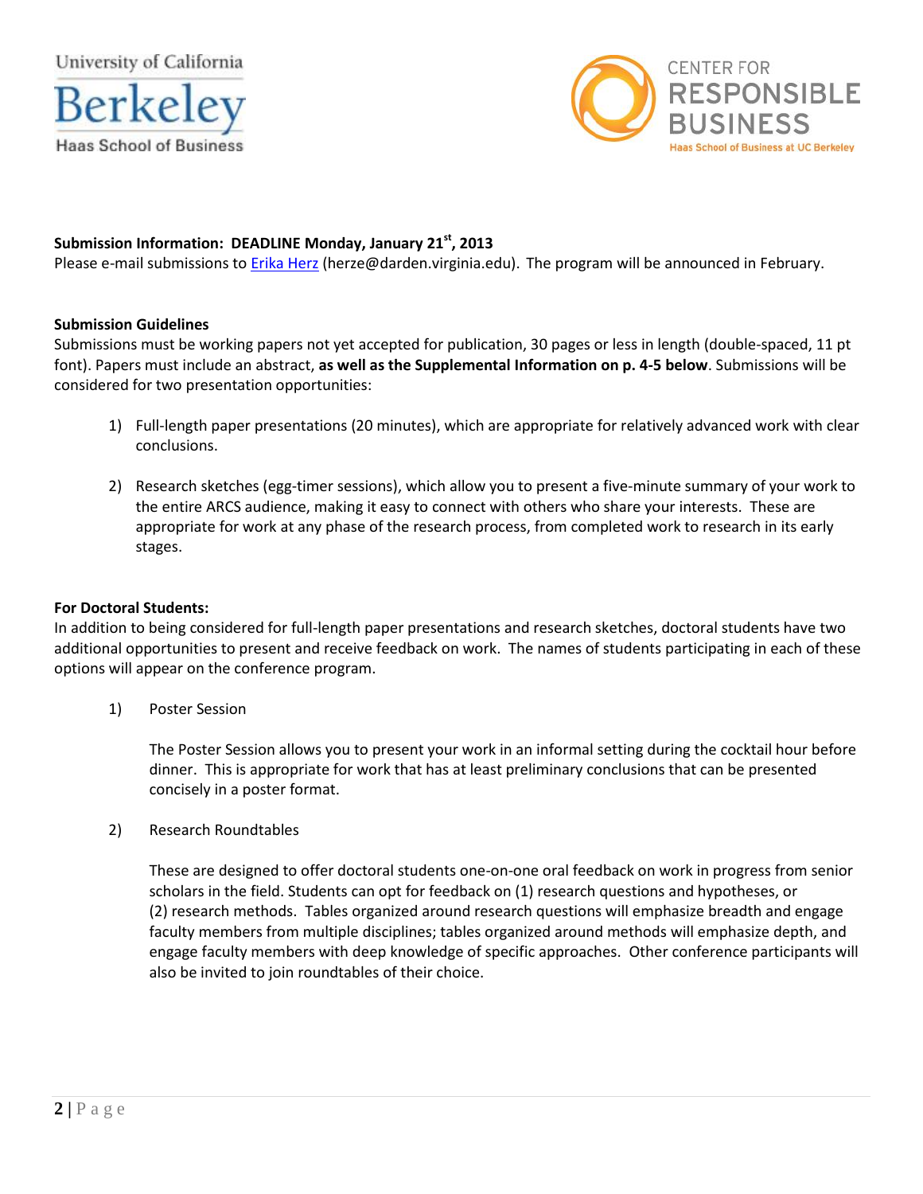**Submission Information: DEADLINE Monday, January 21st, 2013**

Please e-mail submissions to Erika Herz (herze@darden.virginia.edu). The program will be announced in February.

**Submission Guidelines**

Submissions must be working papers not yet accepted for publication, 30 pages or less in length (double-spaced, 11 pt font). Papers must include an abstract, **as well as the Supplemental Information on p. 4-5 below**. Submissions will be considered for two presentation opportunities:

1) Full-length paper presentations (20 minutes), which are appropriate for relatively advanced work with clear conclusions.

2) Research sketches (egg-timer sessions), which allow you to present a five-minute summary of your work to the entire ARCS audience, making it easy to connect with others who share your interests. These are appropriate for work at any phase of the research process, from completed work to research in its early stages.

**For Doctoral Students:**

In addition to being considered for full-length paper presentations and research sketches, doctoral students have two additional opportunities to present and receive feedback on work. The names of students participating in each of these options will appear on the conference program.

1) Poster Session

   The Poster Session allows you to present your work in an informal setting during the cocktail hour before dinner. This is appropriate for work that has at least preliminary conclusions that can be presented concisely in a poster format.

2) Research Roundtables

   These are designed to offer doctoral students one-on-one oral feedback on work in progress from senior scholars in the field. Students can opt for feedback on (1) research questions and hypotheses, or (2) research methods. Tables organized around research questions will emphasize breadth and engage faculty members from multiple disciplines; tables organized around methods will emphasize depth, and engage faculty members with deep knowledge of specific approaches. Other conference participants will also be invited to join roundtables of their choice.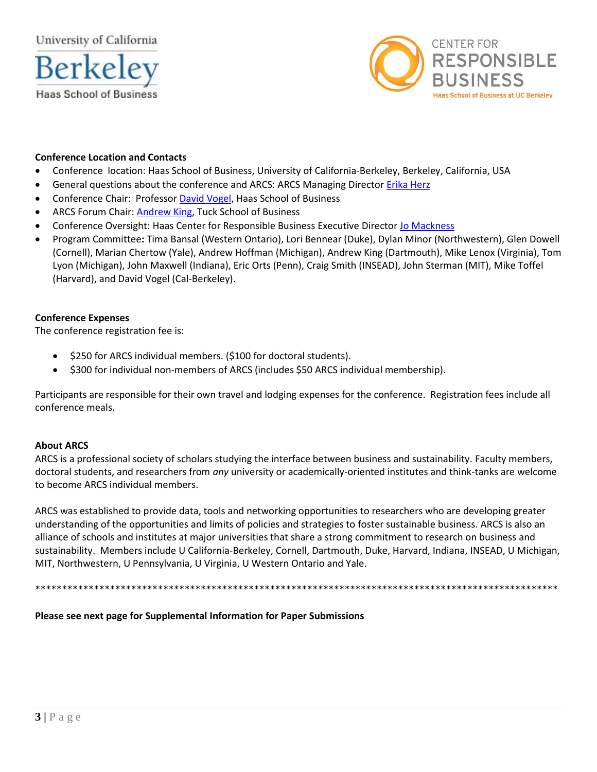**Conference Location and Contacts**

- Conference location: Haas School of Business, University of California-Berkeley, Berkeley, California, USA
- General questions about the conference and ARCS: ARCS Managing Director Erika Herz
- Conference Chair: Professor David Vogel, Haas School of Business
- ARCS Forum Chair: Andrew King, Tuck School of Business
- Conference Oversight: Haas Center for Responsible Business Executive Director Jo Mackness
- Program Committee**:** Tima Bansal (Western Ontario), Lori Bennear (Duke), Dylan Minor (Northwestern), Glen Dowell (Cornell), Marian Chertow (Yale), Andrew Hoffman (Michigan), Andrew King (Dartmouth), Mike Lenox (Virginia), Tom Lyon (Michigan), John Maxwell (Indiana), Eric Orts (Penn), Craig Smith (INSEAD), John Sterman (MIT), Mike Toffel (Harvard), and David Vogel (Cal-Berkeley).

**Conference Expenses**

The conference registration fee is:

- $250 for ARCS individual members. ($100 for doctoral students).
- $300 for individual non-members of ARCS (includes $50 ARCS individual membership).

Participants are responsible for their own travel and lodging expenses for the conference. Registration fees include all conference meals.

**About ARCS**

ARCS is a professional society of scholars studying the interface between business and sustainability. Faculty members, doctoral students, and researchers from *any* university or academically-oriented institutes and think-tanks are welcome to become ARCS individual members.

ARCS was established to provide data, tools and networking opportunities to researchers who are developing greater understanding of the opportunities and limits of policies and strategies to foster sustainable business. ARCS is also an alliance of schools and institutes at major universities that share a strong commitment to research on business and sustainability. Members include U California-Berkeley, Cornell, Dartmouth, Duke, Harvard, Indiana, INSEAD, U Michigan, MIT, Northwestern, U Pennsylvania, U Virginia, U Western Ontario and Yale.

****************************************************************************************************

**Please see next page for Supplemental Information for Paper Submissions**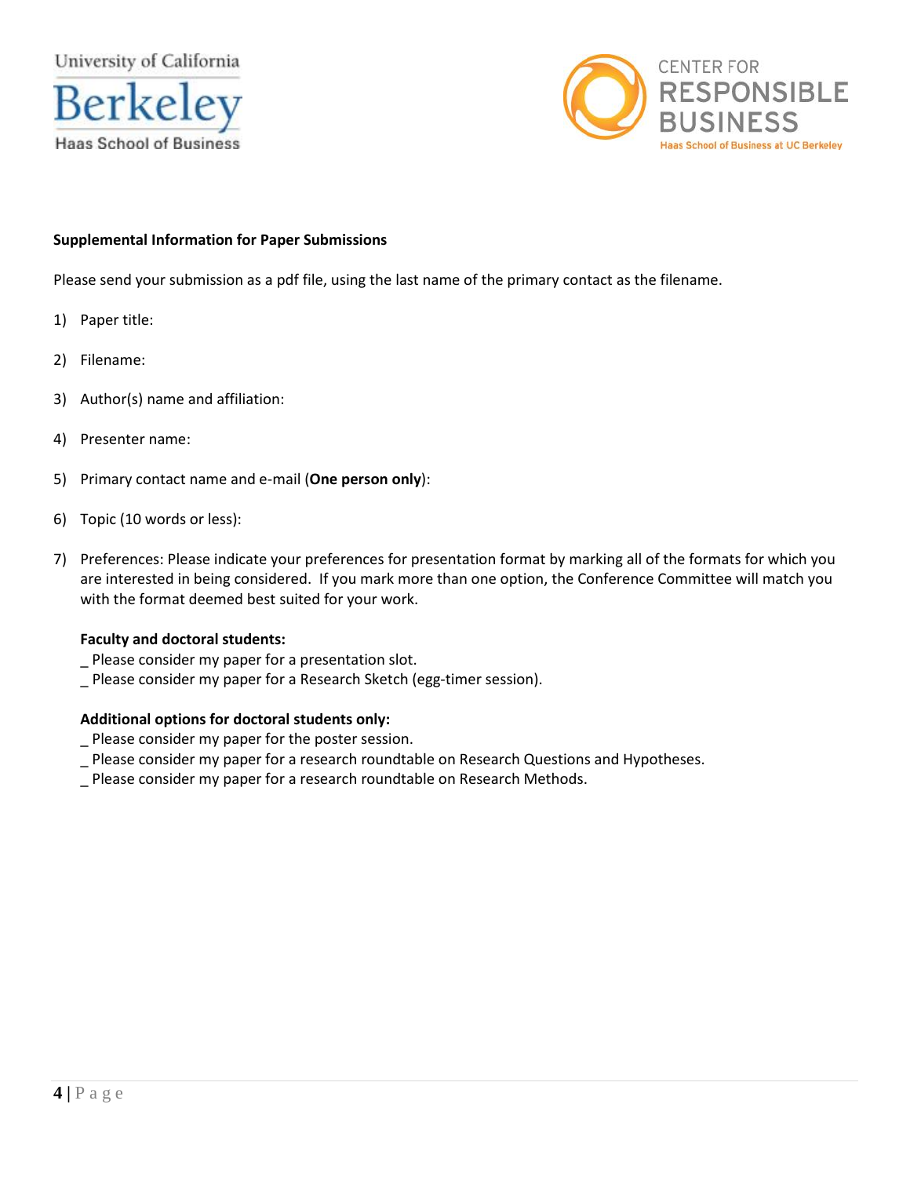University of California
Berkeley
Haas School of Business

CENTER FOR
RESPONSIBLE
BUSINESS
Haas School of Business at UC Berkeley

**Supplemental Information for Paper Submissions**

Please send your submission as a pdf file, using the last name of the primary contact as the filename.

1) Paper title:

2) Filename:

3) Author(s) name and affiliation:

4) Presenter name:

5) Primary contact name and e-mail (**One person only**):

6) Topic (10 words or less):

7) Preferences: Please indicate your preferences for presentation format by marking all of the formats for which you are interested in being considered. If you mark more than one option, the Conference Committee will match you with the format deemed best suited for your work.

   **Faculty and doctoral students:**
   _ Please consider my paper for a presentation slot.
   _ Please consider my paper for a Research Sketch (egg-timer session).

   **Additional options for doctoral students only:**
   _ Please consider my paper for the poster session.
   _ Please consider my paper for a research roundtable on Research Questions and Hypotheses.
   _ Please consider my paper for a research roundtable on Research Methods.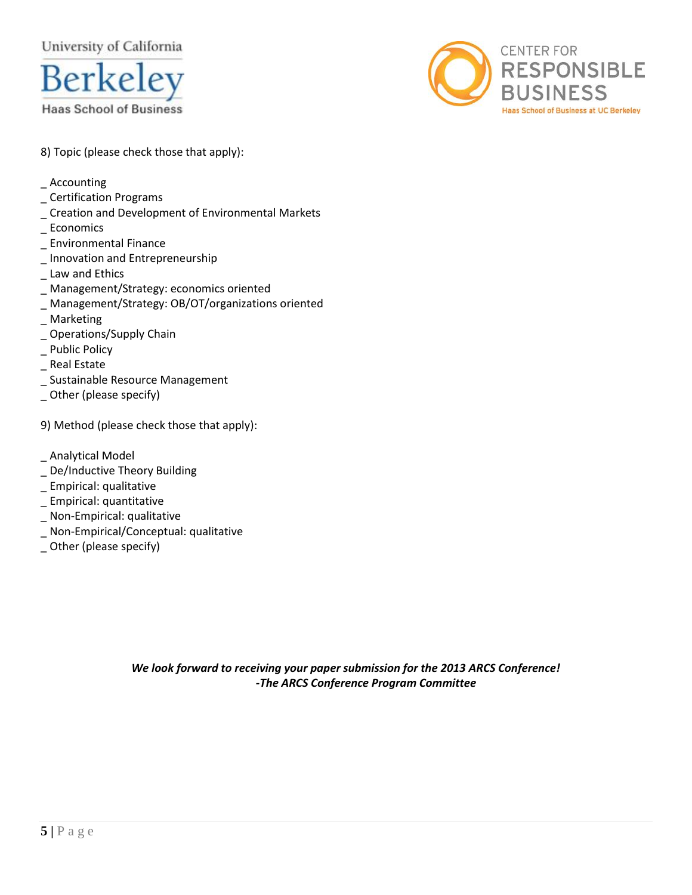8) Topic (please check those that apply):

_ Accounting
_ Certification Programs
_ Creation and Development of Environmental Markets
_ Economics
_ Environmental Finance
_ Innovation and Entrepreneurship
_ Law and Ethics
_ Management/Strategy: economics oriented
_ Management/Strategy: OB/OT/organizations oriented
_ Marketing
_ Operations/Supply Chain
_ Public Policy
_ Real Estate
_ Sustainable Resource Management
_ Other (please specify)

9) Method (please check those that apply):

_ Analytical Model
_ De/Inductive Theory Building
_ Empirical: qualitative
_ Empirical: quantitative
_ Non-Empirical: qualitative
_ Non-Empirical/Conceptual: qualitative
_ Other (please specify)

***We look forward to receiving your paper submission for the 2013 ARCS Conference!***
***-The ARCS Conference Program Committee***